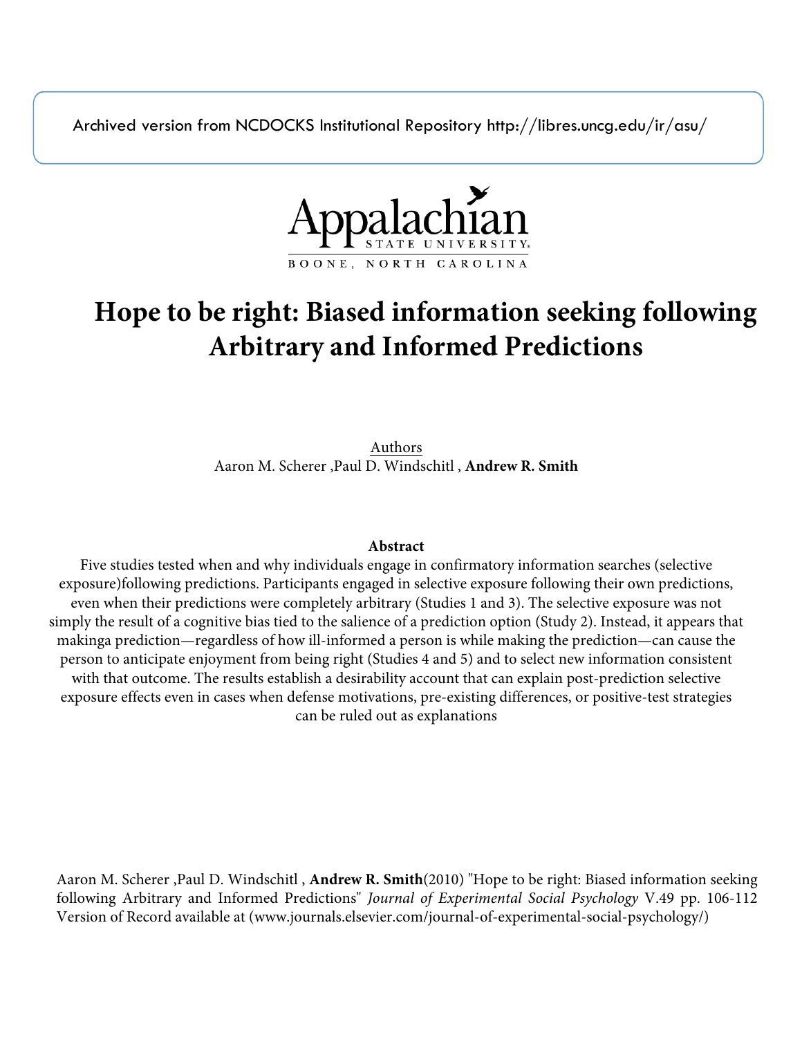Archived version from NCDOCKS Institutional Repository http://libres.uncg.edu/ir/asu/

Appalachian State University
BOONE, NORTH CAROLINA

# Hope to be right: Biased information seeking following Arbitrary and Informed Predictions

Authors
Aaron M. Scherer ,Paul D. Windschitl , **Andrew R. Smith**

**Abstract**

Five studies tested when and why individuals engage in confirmatory information searches (selective exposure)following predictions. Participants engaged in selective exposure following their own predictions, even when their predictions were completely arbitrary (Studies 1 and 3). The selective exposure was not simply the result of a cognitive bias tied to the salience of a prediction option (Study 2). Instead, it appears that makinga prediction—regardless of how ill-informed a person is while making the prediction—can cause the person to anticipate enjoyment from being right (Studies 4 and 5) and to select new information consistent with that outcome. The results establish a desirability account that can explain post-prediction selective exposure effects even in cases when defense motivations, pre-existing differences, or positive-test strategies can be ruled out as explanations

Aaron M. Scherer ,Paul D. Windschitl , **Andrew R. Smith**(2010) "Hope to be right: Biased information seeking following Arbitrary and Informed Predictions" *Journal of Experimental Social Psychology* V.49 pp. 106-112 Version of Record available at (www.journals.elsevier.com/journal-of-experimental-social-psychology/)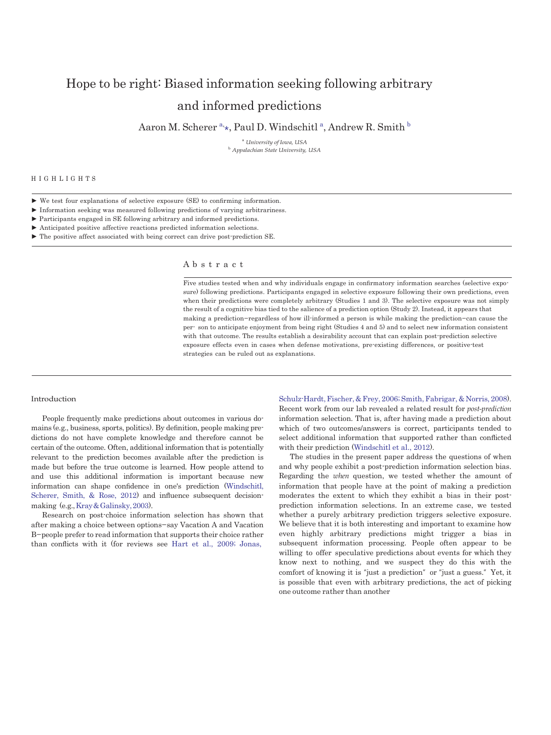# Hope to be right: Biased information seeking following arbitrary and informed predictions

Aaron M. Scherer [a,*], Paul D. Windschitl [a], Andrew R. Smith [b]

[a] *University of Iowa, USA*
[b] *Appalachian State University, USA*

## HIGHLIGHTS

- ► We test four explanations of selective exposure (SE) to confirming information.
- ► Information seeking was measured following predictions of varying arbitrariness.
- ► Participants engaged in SE following arbitrary and informed predictions.
- ► Anticipated positive affective reactions predicted information selections.
- ► The positive affect associated with being correct can drive post-prediction SE.

## Abstract

Five studies tested when and why individuals engage in confirmatory information searches (selective exposure) following predictions. Participants engaged in selective exposure following their own predictions, even when their predictions were completely arbitrary (Studies 1 and 3). The selective exposure was not simply the result of a cognitive bias tied to the salience of a prediction option (Study 2). Instead, it appears that making a prediction—regardless of how ill-informed a person is while making the prediction—can cause the per- son to anticipate enjoyment from being right (Studies 4 and 5) and to select new information consistent with that outcome. The results establish a desirability account that can explain post-prediction selective exposure effects even in cases when defense motivations, pre-existing differences, or positive-test strategies can be ruled out as explanations.

## Introduction

People frequently make predictions about outcomes in various domains (e.g., business, sports, politics). By definition, people making predictions do not have complete knowledge and therefore cannot be certain of the outcome. Often, additional information that is potentially relevant to the prediction becomes available after the prediction is made but before the true outcome is learned. How people attend to and use this additional information is important because new information can shape confidence in one's prediction (Windschitl, Scherer, Smith, & Rose, 2012) and influence subsequent decision-making (e.g., Kray & Galinsky, 2003).

Research on post-choice information selection has shown that after making a choice between options—say Vacation A and Vacation B—people prefer to read information that supports their choice rather than conflicts with it (for reviews see Hart et al., 2009; Jonas, Schulz-Hardt, Fischer, & Frey, 2006; Smith, Fabrigar, & Norris, 2008). Recent work from our lab revealed a related result for *post-prediction* information selection. That is, after having made a prediction about which of two outcomes/answers is correct, participants tended to select additional information that supported rather than conflicted with their prediction (Windschitl et al., 2012).

The studies in the present paper address the questions of when and why people exhibit a post-prediction information selection bias. Regarding the *when* question, we tested whether the amount of information that people have at the point of making a prediction moderates the extent to which they exhibit a bias in their post-prediction information selections. In an extreme case, we tested whether a purely arbitrary prediction triggers selective exposure. We believe that it is both interesting and important to examine how even highly arbitrary predictions might trigger a bias in subsequent information processing. People often appear to be willing to offer speculative predictions about events for which they know next to nothing, and we suspect they do this with the comfort of knowing it is "just a prediction" or "just a guess." Yet, it is possible that even with arbitrary predictions, the act of picking one outcome rather than another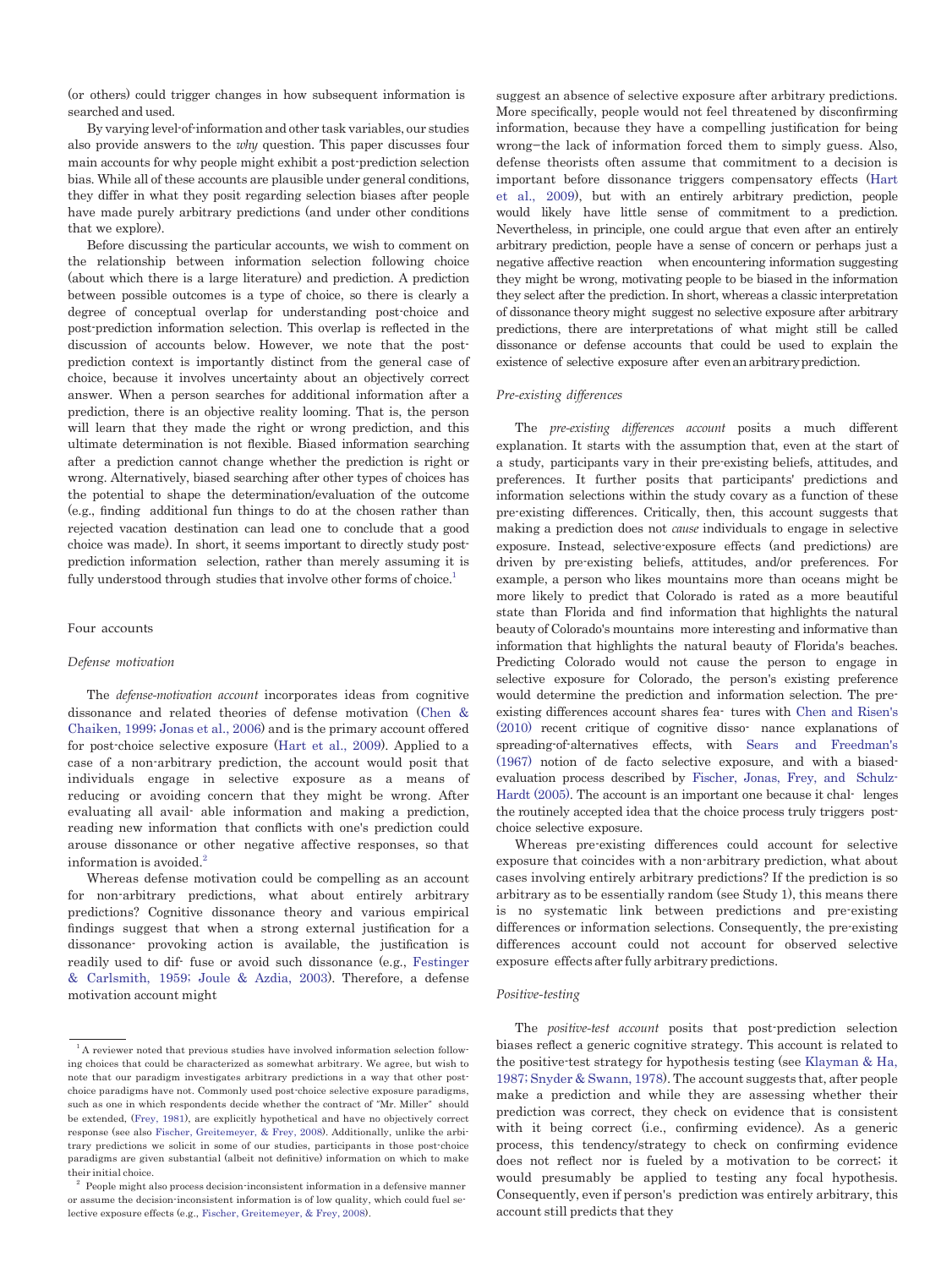(or others) could trigger changes in how subsequent information is searched and used.

By varying level-of-information and other task variables, our studies also provide answers to the *why* question. This paper discusses four main accounts for why people might exhibit a post-prediction selection bias. While all of these accounts are plausible under general conditions, they differ in what they posit regarding selection biases after people have made purely arbitrary predictions (and under other conditions that we explore).

Before discussing the particular accounts, we wish to comment on the relationship between information selection following choice (about which there is a large literature) and prediction. A prediction between possible outcomes is a type of choice, so there is clearly a degree of conceptual overlap for understanding post-choice and post-prediction information selection. This overlap is reflected in the discussion of accounts below. However, we note that the post-prediction context is importantly distinct from the general case of choice, because it involves uncertainty about an objectively correct answer. When a person searches for additional information after a prediction, there is an objective reality looming. That is, the person will learn that they made the right or wrong prediction, and this ultimate determination is not flexible. Biased information searching after a prediction cannot change whether the prediction is right or wrong. Alternatively, biased searching after other types of choices has the potential to shape the determination/evaluation of the outcome (e.g., finding additional fun things to do at the chosen rather than rejected vacation destination can lead one to conclude that a good choice was made). In short, it seems important to directly study post-prediction information selection, rather than merely assuming it is fully understood through studies that involve other forms of choice.[1]

## Four accounts

### Defense motivation

The *defense-motivation account* incorporates ideas from cognitive dissonance and related theories of defense motivation (Chen & Chaiken, 1999; Jonas et al., 2006) and is the primary account offered for post-choice selective exposure (Hart et al., 2009). Applied to a case of a non-arbitrary prediction, the account would posit that individuals engage in selective exposure as a means of reducing or avoiding concern that they might be wrong. After evaluating all available information and making a prediction, reading new information that conflicts with one's prediction could arouse dissonance or other negative affective responses, so that information is avoided.[2]

Whereas defense motivation could be compelling as an account for non-arbitrary predictions, what about entirely arbitrary predictions? Cognitive dissonance theory and various empirical findings suggest that when a strong external justification for a dissonance-provoking action is available, the justification is readily used to diffuse or avoid such dissonance (e.g., Festinger & Carlsmith, 1959; Joule & Azdia, 2003). Therefore, a defense motivation account might suggest an absence of selective exposure after arbitrary predictions. More specifically, people would not feel threatened by disconfirming information, because they have a compelling justification for being wrong—the lack of information forced them to simply guess. Also, defense theorists often assume that commitment to a decision is important before dissonance triggers compensatory effects (Hart et al., 2009), but with an entirely arbitrary prediction, people would likely have little sense of commitment to a prediction. Nevertheless, in principle, one could argue that even after an entirely arbitrary prediction, people have a sense of concern or perhaps just a negative affective reaction when encountering information suggesting they might be wrong, motivating people to be biased in the information they select after the prediction. In short, whereas a classic interpretation of dissonance theory might suggest no selective exposure after arbitrary predictions, there are interpretations of what might still be called dissonance or defense accounts that could be used to explain the existence of selective exposure after even an arbitrary prediction.

### Pre-existing differences

The *pre-existing differences account* posits a much different explanation. It starts with the assumption that, even at the start of a study, participants vary in their pre-existing beliefs, attitudes, and preferences. It further posits that participants' predictions and information selections within the study covary as a function of these pre-existing differences. Critically, then, this account suggests that making a prediction does not *cause* individuals to engage in selective exposure. Instead, selective-exposure effects (and predictions) are driven by pre-existing beliefs, attitudes, and/or preferences. For example, a person who likes mountains more than oceans might be more likely to predict that Colorado is rated as a more beautiful state than Florida and find information that highlights the natural beauty of Colorado's mountains more interesting and informative than information that highlights the natural beauty of Florida's beaches. Predicting Colorado would not cause the person to engage in selective exposure for Colorado, the person's existing preference would determine the prediction and information selection. The pre-existing differences account shares features with Chen and Risen's (2010) recent critique of cognitive dissonance explanations of spreading-of-alternatives effects, with Sears and Freedman's (1967) notion of de facto selective exposure, and with a biased-evaluation process described by Fischer, Jonas, Frey, and Schulz-Hardt (2005). The account is an important one because it challenges the routinely accepted idea that the choice process truly triggers post-choice selective exposure.

Whereas pre-existing differences could account for selective exposure that coincides with a non-arbitrary prediction, what about cases involving entirely arbitrary predictions? If the prediction is so arbitrary as to be essentially random (see Study 1), this means there is no systematic link between predictions and pre-existing differences or information selections. Consequently, the pre-existing differences account could not account for observed selective exposure effects after fully arbitrary predictions.

### Positive-testing

The *positive-test account* posits that post-prediction selection biases reflect a generic cognitive strategy. This account is related to the positive-test strategy for hypothesis testing (see Klayman & Ha, 1987; Snyder & Swann, 1978). The account suggests that, after people make a prediction and while they are assessing whether their prediction was correct, they check on evidence that is consistent with it being correct (i.e., confirming evidence). As a generic process, this tendency/strategy to check on confirming evidence does not reflect nor is fueled by a motivation to be correct; it would presumably be applied to testing any focal hypothesis. Consequently, even if person's prediction was entirely arbitrary, this account still predicts that they

---

[1] A reviewer noted that previous studies have involved information selection following choices that could be characterized as somewhat arbitrary. We agree, but wish to note that our paradigm investigates arbitrary predictions in a way that other post-choice paradigms have not. Commonly used post-choice selective exposure paradigms, such as one in which respondents decide whether the contract of "Mr. Miller" should be extended, (Frey, 1981), are explicitly hypothetical and have no objectively correct response (see also Fischer, Greitemeyer, & Frey, 2008). Additionally, unlike the arbitrary predictions we solicit in some of our studies, participants in those post-choice paradigms are given substantial (albeit not definitive) information on which to make their initial choice.

[2] People might also process decision-inconsistent information in a defensive manner or assume the decision-inconsistent information is of low quality, which could fuel selective exposure effects (e.g., Fischer, Greitemeyer, & Frey, 2008).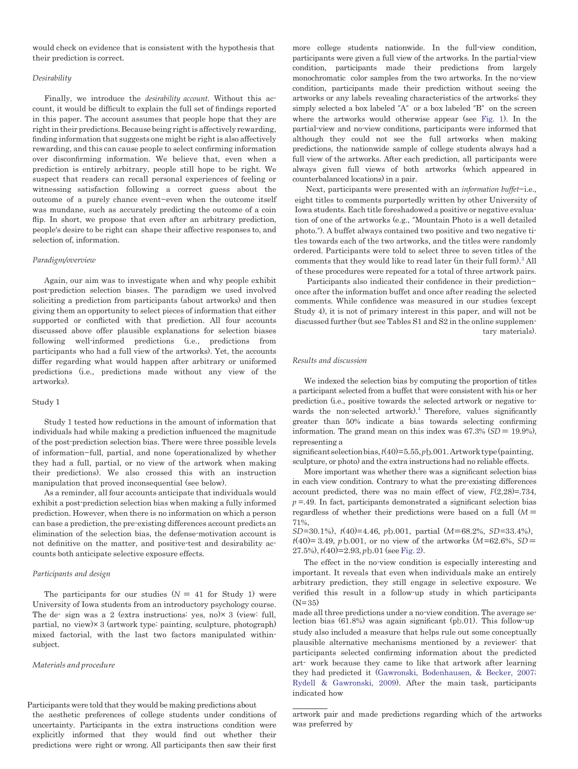would check on evidence that is consistent with the hypothesis that their prediction is correct.

### *Desirability*

Finally, we introduce the *desirability account*. Without this account, it would be difficult to explain the full set of findings reported in this paper. The account assumes that people hope that they are right in their predictions. Because being right is affectively rewarding, finding information that suggests one might be right is also affectively rewarding, and this can cause people to select confirming information over disconfirming information. We believe that, even when a prediction is entirely arbitrary, people still hope to be right. We suspect that readers can recall personal experiences of feeling or witnessing satisfaction following a correct guess about the outcome of a purely chance event—even when the outcome itself was mundane, such as accurately predicting the outcome of a coin flip. In short, we propose that even after an arbitrary prediction, people's desire to be right can shape their affective responses to, and selection of, information.

### *Paradigm/overview*

Again, our aim was to investigate when and why people exhibit post-prediction selection biases. The paradigm we used involved soliciting a prediction from participants (about artworks) and then giving them an opportunity to select pieces of information that either supported or conflicted with that prediction. All four accounts discussed above offer plausible explanations for selection biases following well-informed predictions (i.e., predictions from participants who had a full view of the artworks). Yet, the accounts differ regarding what would happen after arbitrary or uniformed predictions (i.e., predictions made without any view of the artworks).

## Study 1

Study 1 tested how reductions in the amount of information that individuals had while making a prediction influenced the magnitude of the post-prediction selection bias. There were three possible levels of information—full, partial, and none (operationalized by whether they had a full, partial, or no view of the artwork when making their predictions). We also crossed this with an instruction manipulation that proved inconsequential (see below).

As a reminder, all four accounts anticipate that individuals would exhibit a post-prediction selection bias when making a fully informed prediction. However, when there is no information on which a person can base a prediction, the pre-existing differences account predicts an elimination of the selection bias, the defense-motivation account is not definitive on the matter, and positive-test and desirability accounts both anticipate selective exposure effects.

### *Participants and design*

The participants for our studies ($N = 41$ for Study 1) were University of Iowa students from an introductory psychology course. The design was a 2 (extra instructions: yes, no)× 3 (view: full, partial, no view)× 3 (artwork type: painting, sculpture, photograph) mixed factorial, with the last two factors manipulated within-subject.

### *Materials and procedure*

Participants were told that they would be making predictions about the aesthetic preferences of college students under conditions of uncertainty. Participants in the extra instructions condition were explicitly informed that they would find out whether their predictions were right or wrong. All participants then saw their first artwork pair and made predictions regarding which of the artworks was preferred by more college students nationwide. In the full-view condition, participants were given a full view of the artworks. In the partial-view condition, participants made their predictions from largely monochromatic color samples from the two artworks. In the no-view condition, participants made their prediction without seeing the artworks or any labels revealing characteristics of the artworks; they simply selected a box labeled "A" or a box labeled "B" on the screen where the artworks would otherwise appear (see Fig. 1). In the partial-view and no-view conditions, participants were informed that although they could not see the full artworks when making predictions, the nationwide sample of college students always had a full view of the artworks. After each prediction, all participants were always given full views of both artworks (which appeared in counterbalanced locations) in a pair.

Next, participants were presented with an *information buffet*—i.e., eight titles to comments purportedly written by other University of Iowa students. Each title foreshadowed a positive or negative evaluation of one of the artworks (e.g., "Mountain Photo is a well detailed photo."). A buffet always contained two positive and two negative titles towards each of the two artworks, and the titles were randomly ordered. Participants were told to select three to seven titles of the comments that they would like to read later (in their full form).[3] All of these procedures were repeated for a total of three artwork pairs.

Participants also indicated their confidence in their prediction—once after the information buffet and once after reading the selected comments. While confidence was measured in our studies (except Study 4), it is not of primary interest in this paper, and will not be discussed further (but see Tables S1 and S2 in the online supplementary materials).

### *Results and discussion*

We indexed the selection bias by computing the proportion of titles a participant selected from a buffet that were consistent with his or her prediction (i.e., positive towards the selected artwork or negative towards the non-selected artwork).[4] Therefore, values significantly greater than 50% indicate a bias towards selecting confirming information. The grand mean on this index was 67.3% ($SD = 19.9\%$), representing a significant selection bias, $t(40) = 5.55$, $p < .001$. Artwork type (painting, sculpture, or photo) and the extra instructions had no reliable effects.

More important was whether there was a significant selection bias in each view condition. Contrary to what the pre-existing differences account predicted, there was no main effect of view, $F(2,28) = .734$, $p = .49$. In fact, participants demonstrated a significant selection bias regardless of whether their predictions were based on a full ($M = 71\%$, $SD = 30.1\%$), $t(40) = 4.46$, $p < .001$, partial ($M = 68.2\%$, $SD = 33.4\%$), $t(40) = 3.49$, $p < .001$, or no view of the artworks ($M = 62.6\%$, $SD = 27.5\%$), $t(40) = 2.93$, $p < .01$ (see Fig. 2).

The effect in the no-view condition is especially interesting and important. It reveals that even when individuals make an entirely arbitrary prediction, they still engage in selective exposure. We verified this result in a follow-up study in which participants ($N = 35$) made all three predictions under a no-view condition. The average selection bias (61.8%) was again significant ($p < .01$). This follow-up study also included a measure that helps rule out some conceptually plausible alternative mechanisms mentioned by a reviewer: that participants selected confirming information about the predicted artwork because they came to like that artwork after learning they had predicted it (Gawronski, Bodenhausen, & Becker, 2007; Rydell & Gawronski, 2009). After the main task, participants indicated how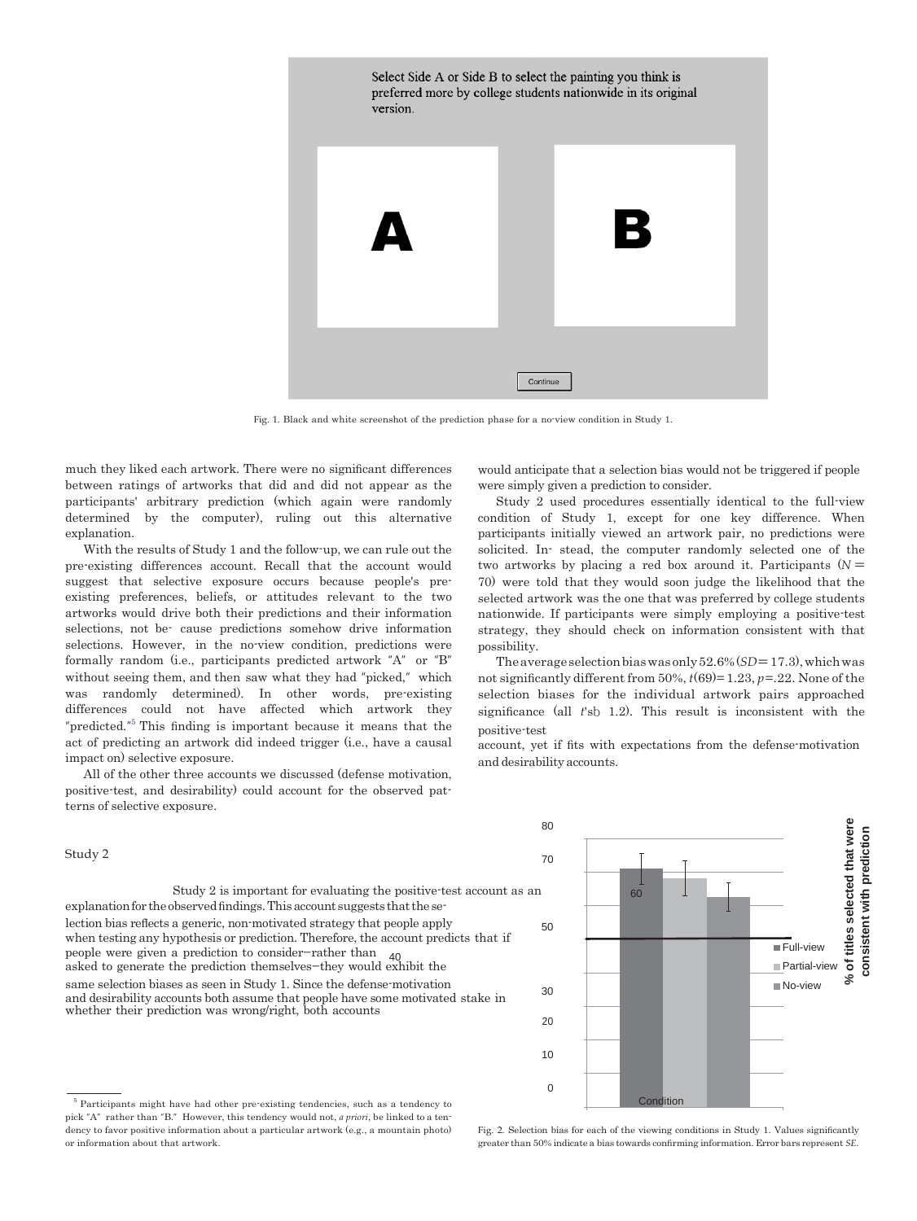Select Side A or Side B to select the painting you think is preferred more by college students nationwide in its original version.

A

B

Continue

Fig. 1. Black and white screenshot of the prediction phase for a no-view condition in Study 1.

much they liked each artwork. There were no significant differences between ratings of artworks that did and did not appear as the participants' arbitrary prediction (which again were randomly determined by the computer), ruling out this alternative explanation.

With the results of Study 1 and the follow-up, we can rule out the pre-existing differences account. Recall that the account would suggest that selective exposure occurs because people's pre-existing preferences, beliefs, or attitudes relevant to the two artworks would drive both their predictions and their information selections, not be- cause predictions somehow drive information selections. However, in the no-view condition, predictions were formally random (i.e., participants predicted artwork "A" or "B" without seeing them, and then saw what they had "picked," which was randomly determined). In other words, pre-existing differences could not have affected which artwork they "predicted."[5] This finding is important because it means that the act of predicting an artwork did indeed trigger (i.e., have a causal impact on) selective exposure.

All of the other three accounts we discussed (defense motivation, positive-test, and desirability) could account for the observed patterns of selective exposure.

## Study 2

Study 2 is important for evaluating the positive-test account as an explanation for the observed findings. This account suggests that the selection bias reflects a generic, non-motivated strategy that people apply when testing any hypothesis or prediction. Therefore, the account predicts that if people were given a prediction to consider—rather than asked to generate the prediction themselves—they would exhibit the same selection biases as seen in Study 1. Since the defense-motivation and desirability accounts both assume that people have some motivated stake in whether their prediction was wrong/right, both accounts would anticipate that a selection bias would not be triggered if people were simply given a prediction to consider.

Study 2 used procedures essentially identical to the full-view condition of Study 1, except for one key difference. When participants initially viewed an artwork pair, no predictions were solicited. In- stead, the computer randomly selected one of the two artworks by placing a red box around it. Participants ($N = 70$) were told that they would soon judge the likelihood that the selected artwork was the one that was preferred by college students nationwide. If participants were simply employing a positive-test strategy, they should check on information consistent with that possibility.

The average selection bias was only 52.6% ($SD = 17.3$), which was not significantly different from 50%, $t(69) = 1.23$, $p = .22$. None of the selection biases for the individual artwork pairs approached significance (all $t$'s ≤ 1.2). This result is inconsistent with the positive-test account, yet if fits with expectations from the defense-motivation and desirability accounts.

[Chart: y-axis "% of titles selected that were consistent with prediction" (0–80); x-axis "Condition"; bars: Full-view, Partial-view, No-view]

Fig. 2. Selection bias for each of the viewing conditions in Study 1. Values significantly greater than 50% indicate a bias towards confirming information. Error bars represent $SE$.

[5] Participants might have had other pre-existing tendencies, such as a tendency to pick "A" rather than "B." However, this tendency would not, *a priori*, be linked to a tendency to favor positive information about a particular artwork (e.g., a mountain photo) or information about that artwork.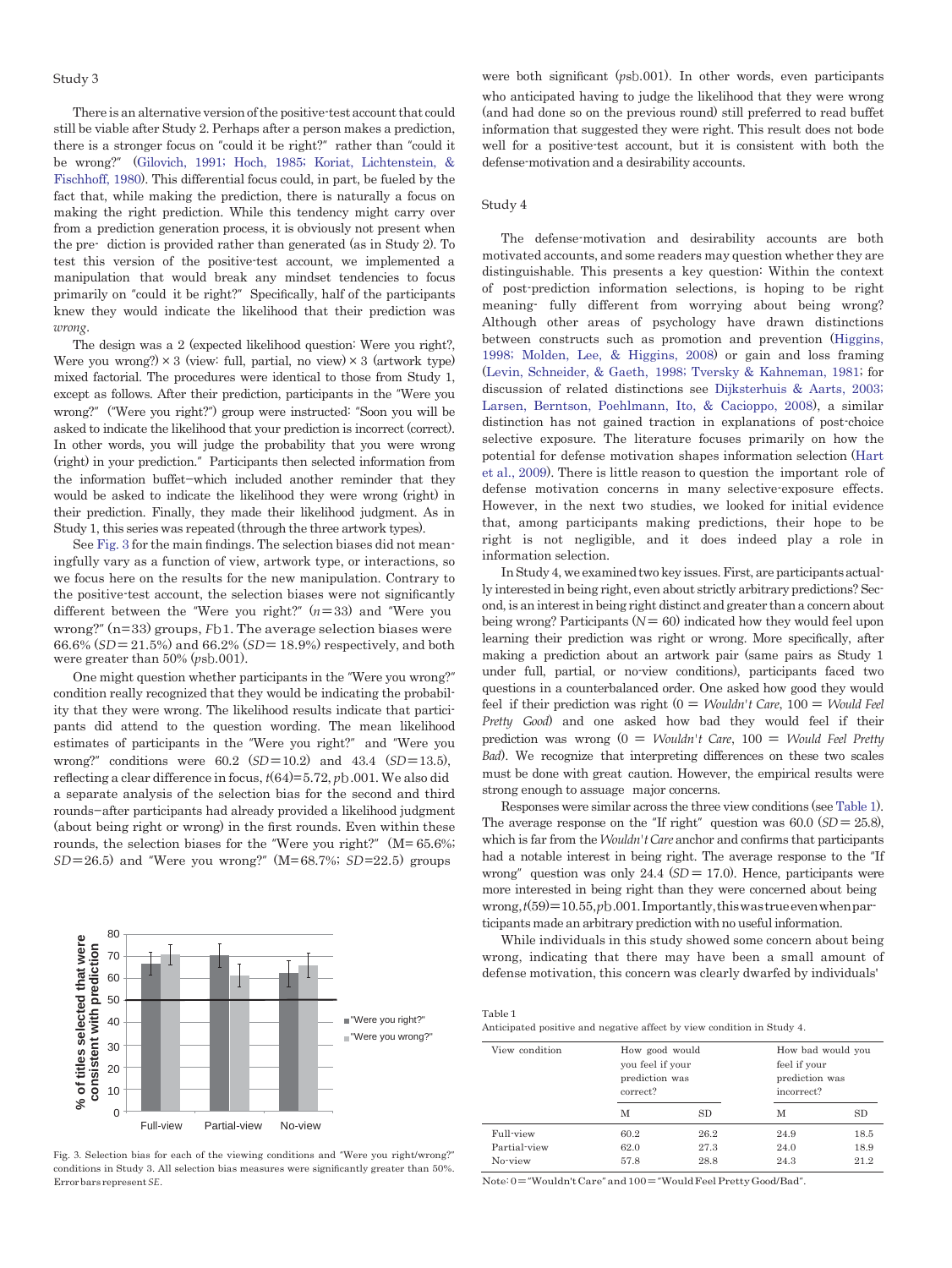## Study 3

There is an alternative version of the positive-test account that could still be viable after Study 2. Perhaps after a person makes a prediction, there is a stronger focus on "could it be right?" rather than "could it be wrong?" (Gilovich, 1991; Hoch, 1985; Koriat, Lichtenstein, & Fischhoff, 1980). This differential focus could, in part, be fueled by the fact that, while making the prediction, there is naturally a focus on making the right prediction. While this tendency might carry over from a prediction generation process, it is obviously not present when the pre- diction is provided rather than generated (as in Study 2). To test this version of the positive-test account, we implemented a manipulation that would break any mindset tendencies to focus primarily on "could it be right?" Specifically, half of the participants knew they would indicate the likelihood that their prediction was *wrong*.

The design was a 2 (expected likelihood question: Were you right?, Were you wrong?) × 3 (view: full, partial, no view) × 3 (artwork type) mixed factorial. The procedures were identical to those from Study 1, except as follows. After their prediction, participants in the "Were you wrong?" ("Were you right?") group were instructed: "Soon you will be asked to indicate the likelihood that your prediction is incorrect (correct). In other words, you will judge the probability that you were wrong (right) in your prediction." Participants then selected information from the information buffet—which included another reminder that they would be asked to indicate the likelihood they were wrong (right) in their prediction. Finally, they made their likelihood judgment. As in Study 1, this series was repeated (through the three artwork types).

See Fig. 3 for the main findings. The selection biases did not meaningfully vary as a function of view, artwork type, or interactions, so we focus here on the results for the new manipulation. Contrary to the positive-test account, the selection biases were not significantly different between the "Were you right?" ($n$=33) and "Were you wrong?" (n=33) groups, $F$b1. The average selection biases were 66.6% ($SD$= 21.5%) and 66.2% ($SD$= 18.9%) respectively, and both were greater than 50% ($p$sb.001).

One might question whether participants in the "Were you wrong?" condition really recognized that they would be indicating the probability that they were wrong. The likelihood results indicate that participants did attend to the question wording. The mean likelihood estimates of participants in the "Were you right?" and "Were you wrong?" conditions were 60.2 ($SD$=10.2) and 43.4 ($SD$=13.5), reflecting a clear difference in focus, $t(64)$=5.72, $p$b.001. We also did a separate analysis of the selection bias for the second and third rounds—after participants had already provided a likelihood judgment (about being right or wrong) in the first rounds. Even within these rounds, the selection biases for the "Were you right?" (M= 65.6%; $SD$=26.5) and "Were you wrong?" (M=68.7%; $SD$=22.5) groups were both significant ($p$sb.001). In other words, even participants who anticipated having to judge the likelihood that they were wrong (and had done so on the previous round) still preferred to read buffet information that suggested they were right. This result does not bode well for a positive-test account, but it is consistent with both the defense-motivation and a desirability accounts.

Fig. 3. Selection bias for each of the viewing conditions and "Were you right/wrong?" conditions in Study 3. All selection bias measures were significantly greater than 50%. Error bars represent $SE$.

## Study 4

The defense-motivation and desirability accounts are both motivated accounts, and some readers may question whether they are distinguishable. This presents a key question: Within the context of post-prediction information selections, is hoping to be right meaning- fully different from worrying about being wrong? Although other areas of psychology have drawn distinctions between constructs such as promotion and prevention (Higgins, 1998; Molden, Lee, & Higgins, 2008) or gain and loss framing (Levin, Schneider, & Gaeth, 1998; Tversky & Kahneman, 1981; for discussion of related distinctions see Dijksterhuis & Aarts, 2003; Larsen, Berntson, Poehlmann, Ito, & Cacioppo, 2008), a similar distinction has not gained traction in explanations of post-choice selective exposure. The literature focuses primarily on how the potential for defense motivation shapes information selection (Hart et al., 2009). There is little reason to question the important role of defense motivation concerns in many selective-exposure effects. However, in the next two studies, we looked for initial evidence that, among participants making predictions, their hope to be right is not negligible, and it does indeed play a role in information selection.

In Study 4, we examined two key issues. First, are participants actually interested in being right, even about strictly arbitrary predictions? Second, is an interest in being right distinct and greater than a concern about being wrong? Participants ($N$= 60) indicated how they would feel upon learning their prediction was right or wrong. More specifically, after making a prediction about an artwork pair (same pairs as Study 1 under full, partial, or no-view conditions), participants faced two questions in a counterbalanced order. One asked how good they would feel if their prediction was right (0 = *Wouldn't Care*, 100 = *Would Feel Pretty Good*) and one asked how bad they would feel if their prediction was wrong (0 = *Wouldn't Care*, 100 = *Would Feel Pretty Bad*). We recognize that interpreting differences on these two scales must be done with great caution. However, the empirical results were strong enough to assuage major concerns.

Responses were similar across the three view conditions (see Table 1). The average response on the "If right" question was 60.0 ($SD$= 25.8), which is far from the *Wouldn't Care* anchor and confirms that participants had a notable interest in being right. The average response to the "If wrong" question was only 24.4 ($SD$= 17.0). Hence, participants were more interested in being right than they were concerned about being wrong, $t(59)$=10.55, $p$b.001. Importantly, this was true even when participants made an arbitrary prediction with no useful information.

While individuals in this study showed some concern about being wrong, indicating that there may have been a small amount of defense motivation, this concern was clearly dwarfed by individuals'

Table 1
Anticipated positive and negative affect by view condition in Study 4.

| View condition | How good would you feel if your prediction was correct? | | How bad would you feel if your prediction was incorrect? | |
|---|---|---|---|---|
| | M | SD | M | SD |
| Full-view | 60.2 | 26.2 | 24.9 | 18.5 |
| Partial-view | 62.0 | 27.3 | 24.0 | 18.9 |
| No-view | 57.8 | 28.8 | 24.3 | 21.2 |

Note: 0="Wouldn't Care" and 100="Would Feel Pretty Good/Bad".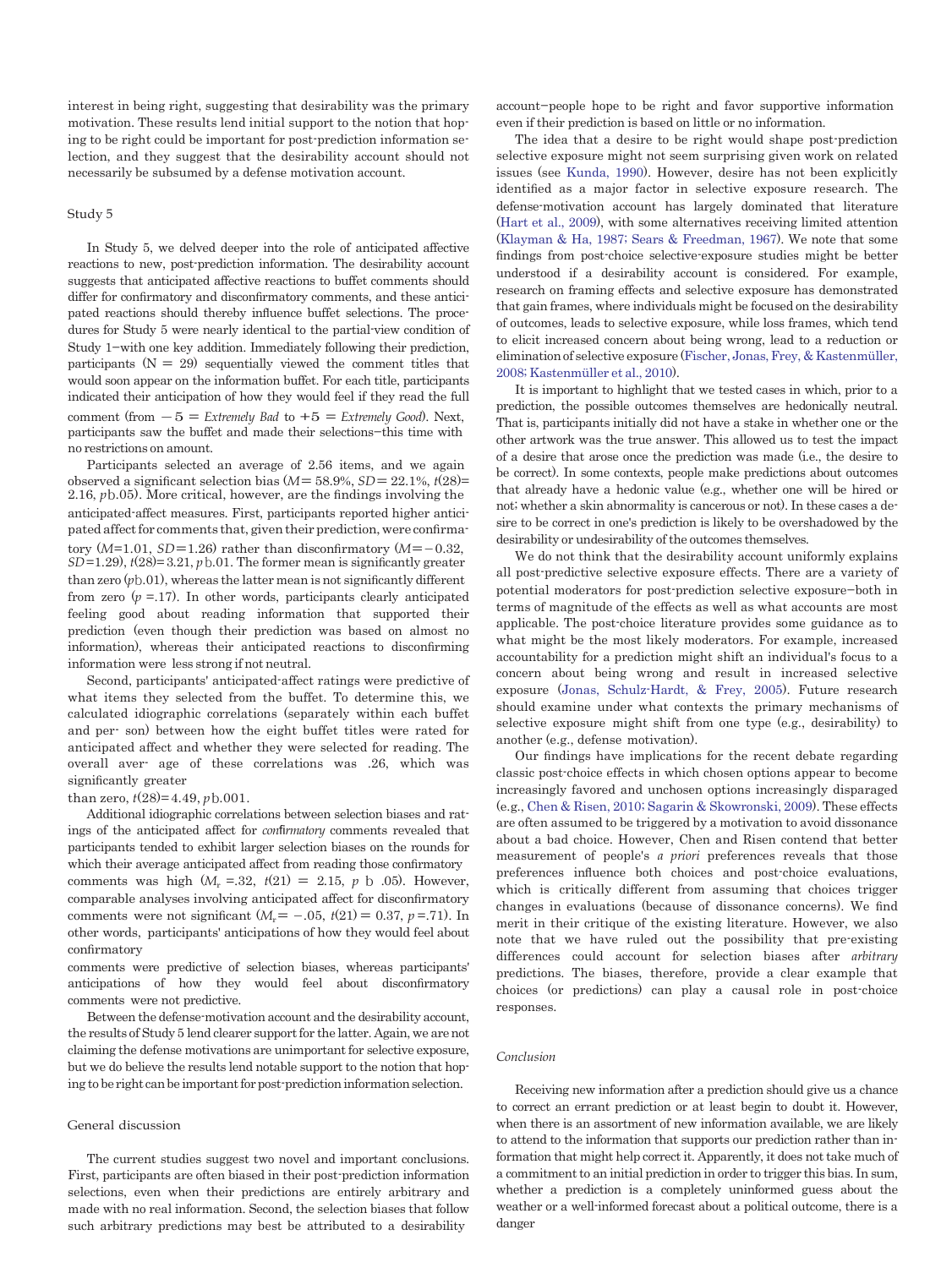interest in being right, suggesting that desirability was the primary motivation. These results lend initial support to the notion that hoping to be right could be important for post-prediction information selection, and they suggest that the desirability account should not necessarily be subsumed by a defense motivation account.

## Study 5

In Study 5, we delved deeper into the role of anticipated affective reactions to new, post-prediction information. The desirability account suggests that anticipated affective reactions to buffet comments should differ for confirmatory and disconfirmatory comments, and these anticipated reactions should thereby influence buffet selections. The procedures for Study 5 were nearly identical to the partial-view condition of Study 1—with one key addition. Immediately following their prediction, participants (N = 29) sequentially viewed the comment titles that would soon appear on the information buffet. For each title, participants indicated their anticipation of how they would feel if they read the full comment (from −5 = *Extremely Bad* to +5 = *Extremely Good*). Next, participants saw the buffet and made their selections—this time with no restrictions on amount.

Participants selected an average of 2.56 items, and we again observed a significant selection bias ($M = 58.9\%$, $SD = 22.1\%$, $t(28) = 2.16$, $p < .05$). More critical, however, are the findings involving the anticipated-affect measures. First, participants reported higher anticipated affect for comments that, given their prediction, were confirmatory ($M = 1.01$, $SD = 1.26$) rather than disconfirmatory ($M = -0.32$, $SD = 1.29$), $t(28) = 3.21$, $p < .01$. The former mean is significantly greater than zero ($p < .01$), whereas the latter mean is not significantly different from zero ($p = .17$). In other words, participants clearly anticipated feeling good about reading information that supported their prediction (even though their prediction was based on almost no information), whereas their anticipated reactions to disconfirming information were less strong if not neutral.

Second, participants' anticipated-affect ratings were predictive of what items they selected from the buffet. To determine this, we calculated idiographic correlations (separately within each buffet and person) between how the eight buffet titles were rated for anticipated affect and whether they were selected for reading. The overall average of these correlations was .26, which was significantly greater than zero, $t(28) = 4.49$, $p < .001$.

Additional idiographic correlations between selection biases and ratings of the anticipated affect for *confirmatory* comments revealed that participants tended to exhibit larger selection biases on the rounds for which their average anticipated affect from reading those confirmatory comments was high ($M_r = .32$, $t(21) = 2.15$, $p < .05$). However, comparable analyses involving anticipated affect for disconfirmatory comments were not significant ($M_r = -.05$, $t(21) = 0.37$, $p = .71$). In other words, participants' anticipations of how they would feel about confirmatory comments were predictive of selection biases, whereas participants' anticipations of how they would feel about disconfirmatory comments were not predictive.

Between the defense-motivation account and the desirability account, the results of Study 5 lend clearer support for the latter. Again, we are not claiming the defense motivations are unimportant for selective exposure, but we do believe the results lend notable support to the notion that hoping to be right can be important for post-prediction information selection.

## General discussion

The current studies suggest two novel and important conclusions. First, participants are often biased in their post-prediction information selections, even when their predictions are entirely arbitrary and made with no real information. Second, the selection biases that follow such arbitrary predictions may best be attributed to a desirability account—people hope to be right and favor supportive information even if their prediction is based on little or no information.

The idea that a desire to be right would shape post-prediction selective exposure might not seem surprising given work on related issues (see Kunda, 1990). However, desire has not been explicitly identified as a major factor in selective exposure research. The defense-motivation account has largely dominated that literature (Hart et al., 2009), with some alternatives receiving limited attention (Klayman & Ha, 1987; Sears & Freedman, 1967). We note that some findings from post-choice selective-exposure studies might be better understood if a desirability account is considered. For example, research on framing effects and selective exposure has demonstrated that gain frames, where individuals might be focused on the desirability of outcomes, leads to selective exposure, while loss frames, which tend to elicit increased concern about being wrong, lead to a reduction or elimination of selective exposure (Fischer, Jonas, Frey, & Kastenmüller, 2008; Kastenmüller et al., 2010).

It is important to highlight that we tested cases in which, prior to a prediction, the possible outcomes themselves are hedonically neutral. That is, participants initially did not have a stake in whether one or the other artwork was the true answer. This allowed us to test the impact of a desire that arose once the prediction was made (i.e., the desire to be correct). In some contexts, people make predictions about outcomes that already have a hedonic value (e.g., whether one will be hired or not; whether a skin abnormality is cancerous or not). In these cases a desire to be correct in one's prediction is likely to be overshadowed by the desirability or undesirability of the outcomes themselves.

We do not think that the desirability account uniformly explains all post-predictive selective exposure effects. There are a variety of potential moderators for post-prediction selective exposure—both in terms of magnitude of the effects as well as what accounts are most applicable. The post-choice literature provides some guidance as to what might be the most likely moderators. For example, increased accountability for a prediction might shift an individual's focus to a concern about being wrong and result in increased selective exposure (Jonas, Schulz-Hardt, & Frey, 2005). Future research should examine under what contexts the primary mechanisms of selective exposure might shift from one type (e.g., desirability) to another (e.g., defense motivation).

Our findings have implications for the recent debate regarding classic post-choice effects in which chosen options appear to become increasingly favored and unchosen options increasingly disparaged (e.g., Chen & Risen, 2010; Sagarin & Skowronski, 2009). These effects are often assumed to be triggered by a motivation to avoid dissonance about a bad choice. However, Chen and Risen contend that better measurement of people's *a priori* preferences reveals that those preferences influence both choices and post-choice evaluations, which is critically different from assuming that choices trigger changes in evaluations (because of dissonance concerns). We find merit in their critique of the existing literature. However, we also note that we have ruled out the possibility that pre-existing differences could account for selection biases after *arbitrary* predictions. The biases, therefore, provide a clear example that choices (or predictions) can play a causal role in post-choice responses.

### Conclusion

Receiving new information after a prediction should give us a chance to correct an errant prediction or at least begin to doubt it. However, when there is an assortment of new information available, we are likely to attend to the information that supports our prediction rather than information that might help correct it. Apparently, it does not take much of a commitment to an initial prediction in order to trigger this bias. In sum, whether a prediction is a completely uninformed guess about the weather or a well-informed forecast about a political outcome, there is a danger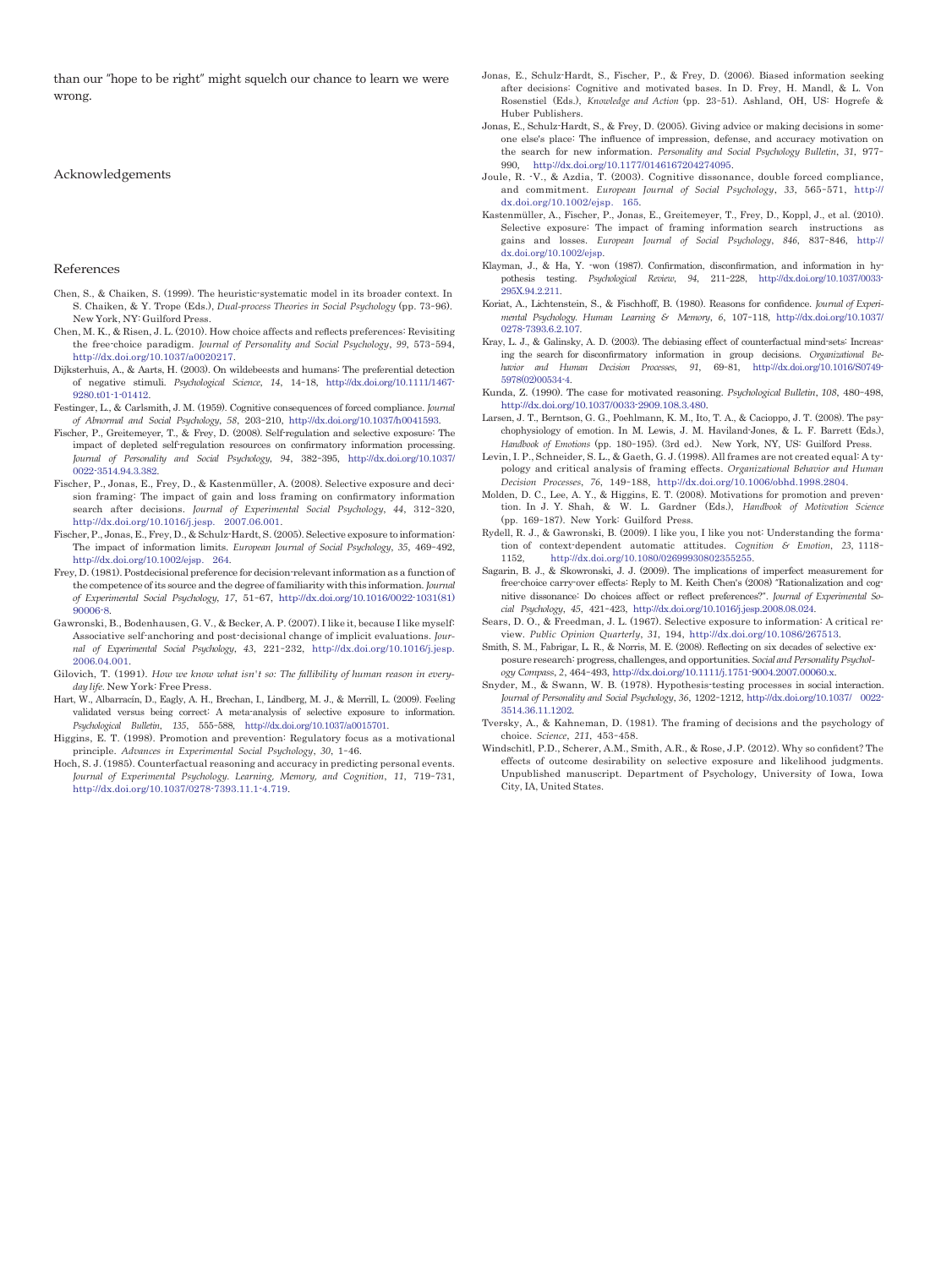than our "hope to be right" might squelch our chance to learn we were wrong.

## Acknowledgements

## References

Chen, S., & Chaiken, S. (1999). The heuristic-systematic model in its broader context. In S. Chaiken, & Y. Trope (Eds.), *Dual-process Theories in Social Psychology* (pp. 73–96). New York, NY: Guilford Press.

Chen, M. K., & Risen, J. L. (2010). How choice affects and reflects preferences: Revisiting the free-choice paradigm. *Journal of Personality and Social Psychology*, *99*, 573–594, http://dx.doi.org/10.1037/a0020217.

Dijksterhuis, A., & Aarts, H. (2003). On wildebeests and humans: The preferential detection of negative stimuli. *Psychological Science*, *14*, 14–18, http://dx.doi.org/10.1111/1467-9280.t01-1-01412.

Festinger, L., & Carlsmith, J. M. (1959). Cognitive consequences of forced compliance. *Journal of Abnormal and Social Psychology*, *58*, 203–210, http://dx.doi.org/10.1037/h0041593.

Fischer, P., Greitemeyer, T., & Frey, D. (2008). Self-regulation and selective exposure: The impact of depleted self-regulation resources on confirmatory information processing. *Journal of Personality and Social Psychology*, *94*, 382–395, http://dx.doi.org/10.1037/0022-3514.94.3.382.

Fischer, P., Jonas, E., Frey, D., & Kastenmüller, A. (2008). Selective exposure and decision framing: The impact of gain and loss framing on confirmatory information search after decisions. *Journal of Experimental Social Psychology*, *44*, 312–320, http://dx.doi.org/10.1016/j.jesp. 2007.06.001.

Fischer, P., Jonas, E., Frey, D., & Schulz-Hardt, S. (2005). Selective exposure to information: The impact of information limits. *European Journal of Social Psychology*, *35*, 469–492, http://dx.doi.org/10.1002/ejsp. 264.

Frey, D. (1981). Postdecisional preference for decision-relevant information as a function of the competence of its source and the degree of familiarity with this information. *Journal of Experimental Social Psychology*, *17*, 51–67, http://dx.doi.org/10.1016/0022-1031(81)90006-8.

Gawronski, B., Bodenhausen, G. V., & Becker, A. P. (2007). I like it, because I like myself: Associative self-anchoring and post-decisional change of implicit evaluations. *Journal of Experimental Social Psychology*, *43*, 221–232, http://dx.doi.org/10.1016/j.jesp. 2006.04.001.

Gilovich, T. (1991). *How we know what isn't so: The fallibility of human reason in everyday life*. New York: Free Press.

Hart, W., Albarracín, D., Eagly, A. H., Brechan, I., Lindberg, M. J., & Merrill, L. (2009). Feeling validated versus being correct: A meta-analysis of selective exposure to information. *Psychological Bulletin*, *135*, 555–588, http://dx.doi.org/10.1037/a0015701.

Higgins, E. T. (1998). Promotion and prevention: Regulatory focus as a motivational principle. *Advances in Experimental Social Psychology*, *30*, 1–46.

Hoch, S. J. (1985). Counterfactual reasoning and accuracy in predicting personal events. *Journal of Experimental Psychology. Learning, Memory, and Cognition*, *11*, 719–731, http://dx.doi.org/10.1037/0278-7393.11.1-4.719.

Jonas, E., Schulz-Hardt, S., Fischer, P., & Frey, D. (2006). Biased information seeking after decisions: Cognitive and motivated bases. In D. Frey, H. Mandl, & L. Von Rosenstiel (Eds.), *Knowledge and Action* (pp. 23–51). Ashland, OH, US: Hogrefe & Huber Publishers.

Jonas, E., Schulz-Hardt, S., & Frey, D. (2005). Giving advice or making decisions in someone else's place: The influence of impression, defense, and accuracy motivation on the search for new information. *Personality and Social Psychology Bulletin*, *31*, 977–990, http://dx.doi.org/10.1177/0146167204274095.

Joule, R. -V., & Azdia, T. (2003). Cognitive dissonance, double forced compliance, and commitment. *European Journal of Social Psychology*, *33*, 565–571, http://dx.doi.org/10.1002/ejsp. 165.

Kastenmüller, A., Fischer, P., Jonas, E., Greitemeyer, T., Frey, D., Koppl, J., et al. (2010). Selective exposure: The impact of framing information search instructions as gains and losses. *European Journal of Social Psychology*, *846*, 837–846, http://dx.doi.org/10.1002/ejsp.

Klayman, J., & Ha, Y. -won (1987). Confirmation, disconfirmation, and information in hypothesis testing. *Psychological Review*, *94*, 211–228, http://dx.doi.org/10.1037/0033-295X.94.2.211.

Koriat, A., Lichtenstein, S., & Fischhoff, B. (1980). Reasons for confidence. *Journal of Experimental Psychology. Human Learning & Memory*, *6*, 107–118, http://dx.doi.org/10.1037/0278-7393.6.2.107.

Kray, L. J., & Galinsky, A. D. (2003). The debiasing effect of counterfactual mind-sets: Increasing the search for disconfirmatory information in group decisions. *Organizational Behavior and Human Decision Processes*, *91*, 69–81, http://dx.doi.org/10.1016/S0749-5978(02)00534-4.

Kunda, Z. (1990). The case for motivated reasoning. *Psychological Bulletin*, *108*, 480–498, http://dx.doi.org/10.1037/0033-2909.108.3.480.

Larsen, J. T., Berntson, G. G., Poehlmann, K. M., Ito, T. A., & Cacioppo, J. T. (2008). The psychophysiology of emotion. In M. Lewis, J. M. Haviland-Jones, & L. F. Barrett (Eds.), *Handbook of Emotions* (pp. 180–195). (3rd ed.). New York, NY, US: Guilford Press.

Levin, I. P., Schneider, S. L., & Gaeth, G. J. (1998). All frames are not created equal: A typology and critical analysis of framing effects. *Organizational Behavior and Human Decision Processes*, *76*, 149–188, http://dx.doi.org/10.1006/obhd.1998.2804.

Molden, D. C., Lee, A. Y., & Higgins, E. T. (2008). Motivations for promotion and prevention. In J. Y. Shah, & W. L. Gardner (Eds.), *Handbook of Motivation Science* (pp. 169–187). New York: Guilford Press.

Rydell, R. J., & Gawronski, B. (2009). I like you, I like you not: Understanding the formation of context-dependent automatic attitudes. *Cognition & Emotion*, *23*, 1118–1152, http://dx.doi.org/10.1080/02699930802355255.

Sagarin, B. J., & Skowronski, J. J. (2009). The implications of imperfect measurement for free-choice carry-over effects: Reply to M. Keith Chen's (2008) "Rationalization and cognitive dissonance: Do choices affect or reflect preferences?". *Journal of Experimental Social Psychology*, *45*, 421–423, http://dx.doi.org/10.1016/j.jesp.2008.08.024.

Sears, D. O., & Freedman, J. L. (1967). Selective exposure to information: A critical review. *Public Opinion Quarterly*, *31*, 194, http://dx.doi.org/10.1086/267513.

Smith, S. M., Fabrigar, L. R., & Norris, M. E. (2008). Reflecting on six decades of selective exposure research: progress, challenges, and opportunities. *Social and Personality Psychology Compass*, *2*, 464–493, http://dx.doi.org/10.1111/j.1751-9004.2007.00060.x.

Snyder, M., & Swann, W. B. (1978). Hypothesis-testing processes in social interaction. *Journal of Personality and Social Psychology*, *36*, 1202–1212, http://dx.doi.org/10.1037/ 0022-3514.36.11.1202.

Tversky, A., & Kahneman, D. (1981). The framing of decisions and the psychology of choice. *Science*, *211*, 453–458.

Windschitl, P.D., Scherer, A.M., Smith, A.R., & Rose, J.P. (2012). Why so confident? The effects of outcome desirability on selective exposure and likelihood judgments. Unpublished manuscript. Department of Psychology, University of Iowa, Iowa City, IA, United States.